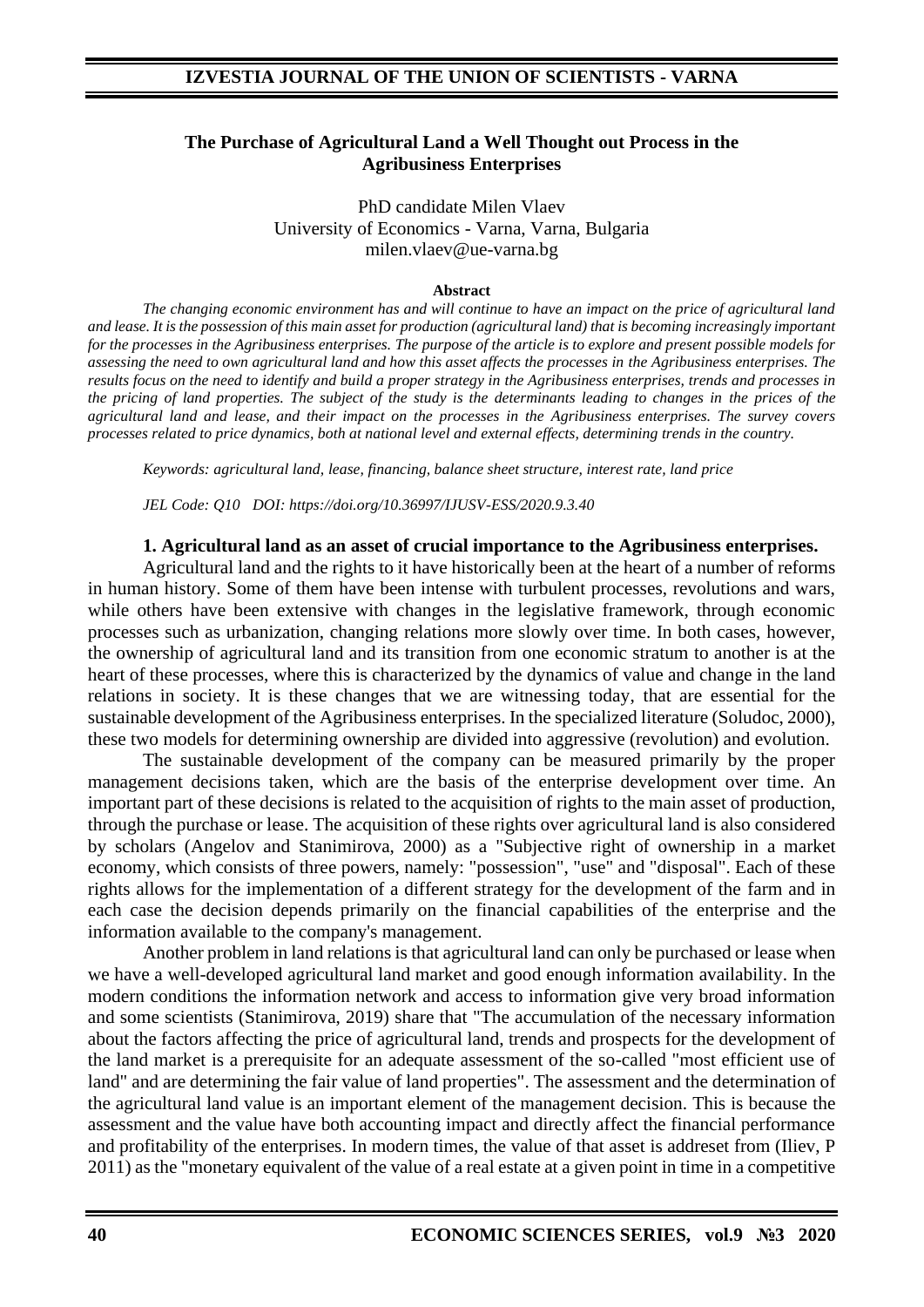# The Purchase of Agricultural Land a Well Thought out Process in the Agribusiness Enterprises

PhD candidate Milen Vlaev
University of Economics - Varna, Varna, Bulgaria
milen.vlaev@ue-varna.bg

**Abstract**

*The changing economic environment has and will continue to have an impact on the price of agricultural land and lease. It is the possession of this main asset for production (agricultural land) that is becoming increasingly important for the processes in the Agribusiness enterprises. The purpose of the article is to explore and present possible models for assessing the need to own agricultural land and how this asset affects the processes in the Agribusiness enterprises. The results focus on the need to identify and build a proper strategy in the Agribusiness enterprises, trends and processes in the pricing of land properties. The subject of the study is the determinants leading to changes in the prices of the agricultural land and lease, and their impact on the processes in the Agribusiness enterprises. The survey covers processes related to price dynamics, both at national level and external effects, determining trends in the country.*

*Keywords: agricultural land, lease, financing, balance sheet structure, interest rate, land price*

*JEL Code: Q10 DOI: https://doi.org/10.36997/IJUSV-ESS/2020.9.3.40*

## 1. Agricultural land as an asset of crucial importance to the Agribusiness enterprises.

Agricultural land and the rights to it have historically been at the heart of a number of reforms in human history. Some of them have been intense with turbulent processes, revolutions and wars, while others have been extensive with changes in the legislative framework, through economic processes such as urbanization, changing relations more slowly over time. In both cases, however, the ownership of agricultural land and its transition from one economic stratum to another is at the heart of these processes, where this is characterized by the dynamics of value and change in the land relations in society. It is these changes that we are witnessing today, that are essential for the sustainable development of the Agribusiness enterprises. In the specialized literature (Soludoc, 2000), these two models for determining ownership are divided into aggressive (revolution) and evolution.

The sustainable development of the company can be measured primarily by the proper management decisions taken, which are the basis of the enterprise development over time. An important part of these decisions is related to the acquisition of rights to the main asset of production, through the purchase or lease. The acquisition of these rights over agricultural land is also considered by scholars (Angelov and Stanimirova, 2000) as a "Subjective right of ownership in a market economy, which consists of three powers, namely: "possession", "use" and "disposal". Each of these rights allows for the implementation of a different strategy for the development of the farm and in each case the decision depends primarily on the financial capabilities of the enterprise and the information available to the company's management.

Another problem in land relations is that agricultural land can only be purchased or lease when we have a well-developed agricultural land market and good enough information availability. In the modern conditions the information network and access to information give very broad information and some scientists (Stanimirova, 2019) share that "The accumulation of the necessary information about the factors affecting the price of agricultural land, trends and prospects for the development of the land market is a prerequisite for an adequate assessment of the so-called "most efficient use of land" and are determining the fair value of land properties". The assessment and the determination of the agricultural land value is an important element of the management decision. This is because the assessment and the value have both accounting impact and directly affect the financial performance and profitability of the enterprises. In modern times, the value of that asset is addreset from (Iliev, P 2011) as the "monetary equivalent of the value of a real estate at a given point in time in a competitive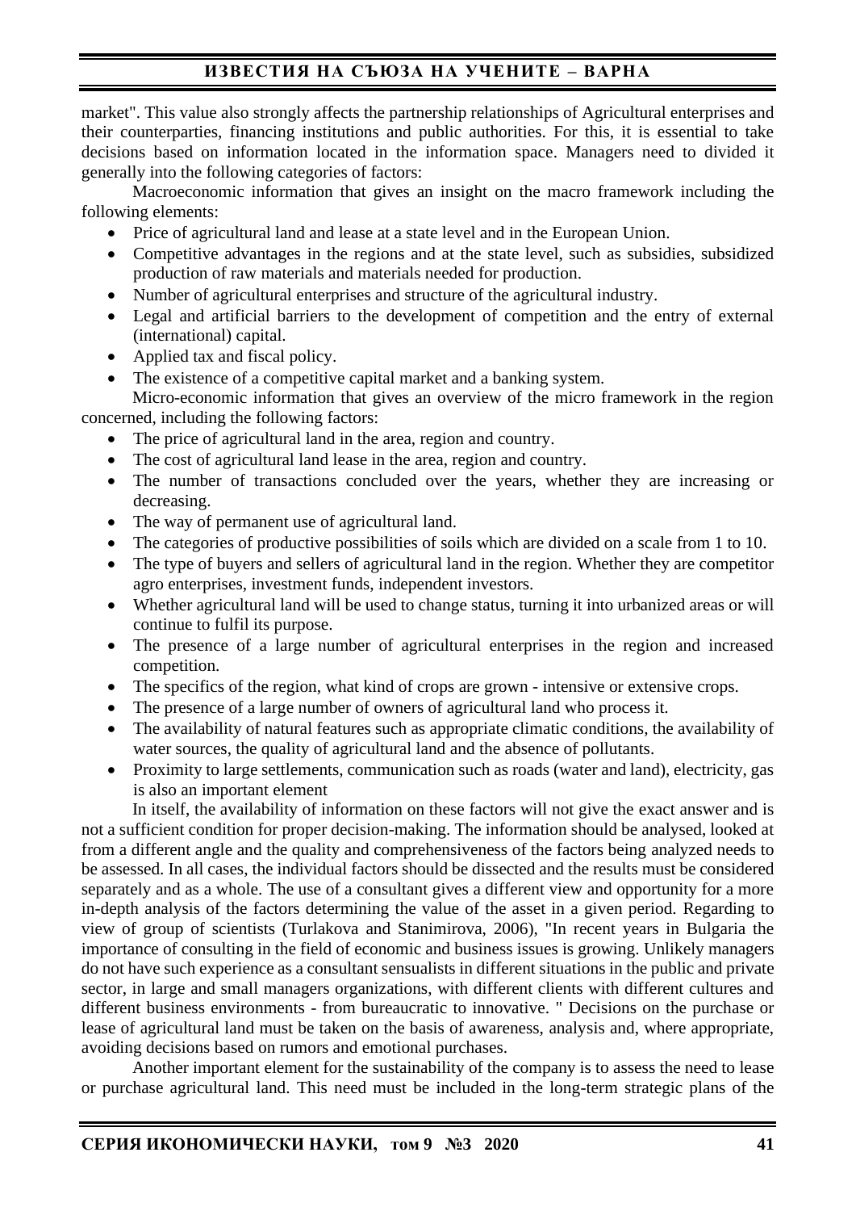market". This value also strongly affects the partnership relationships of Agricultural enterprises and their counterparties, financing institutions and public authorities. For this, it is essential to take decisions based on information located in the information space. Managers need to divided it generally into the following categories of factors:

Macroeconomic information that gives an insight on the macro framework including the following elements:

- Price of agricultural land and lease at a state level and in the European Union.
- Competitive advantages in the regions and at the state level, such as subsidies, subsidized production of raw materials and materials needed for production.
- Number of agricultural enterprises and structure of the agricultural industry.
- Legal and artificial barriers to the development of competition and the entry of external (international) capital.
- Applied tax and fiscal policy.
- The existence of a competitive capital market and a banking system.

Micro-economic information that gives an overview of the micro framework in the region concerned, including the following factors:

- The price of agricultural land in the area, region and country.
- The cost of agricultural land lease in the area, region and country.
- The number of transactions concluded over the years, whether they are increasing or decreasing.
- The way of permanent use of agricultural land.
- The categories of productive possibilities of soils which are divided on a scale from 1 to 10.
- The type of buyers and sellers of agricultural land in the region. Whether they are competitor agro enterprises, investment funds, independent investors.
- Whether agricultural land will be used to change status, turning it into urbanized areas or will continue to fulfil its purpose.
- The presence of a large number of agricultural enterprises in the region and increased competition.
- The specifics of the region, what kind of crops are grown - intensive or extensive crops.
- The presence of a large number of owners of agricultural land who process it.
- The availability of natural features such as appropriate climatic conditions, the availability of water sources, the quality of agricultural land and the absence of pollutants.
- Proximity to large settlements, communication such as roads (water and land), electricity, gas is also an important element

In itself, the availability of information on these factors will not give the exact answer and is not a sufficient condition for proper decision-making. The information should be analysed, looked at from a different angle and the quality and comprehensiveness of the factors being analyzed needs to be assessed. In all cases, the individual factors should be dissected and the results must be considered separately and as a whole. The use of a consultant gives a different view and opportunity for a more in-depth analysis of the factors determining the value of the asset in a given period. Regarding to view of group of scientists (Turlakova and Stanimirova, 2006), "In recent years in Bulgaria the importance of consulting in the field of economic and business issues is growing. Unlikely managers do not have such experience as a consultant sensualists in different situations in the public and private sector, in large and small managers organizations, with different clients with different cultures and different business environments - from bureaucratic to innovative. " Decisions on the purchase or lease of agricultural land must be taken on the basis of awareness, analysis and, where appropriate, avoiding decisions based on rumors and emotional purchases.

Another important element for the sustainability of the company is to assess the need to lease or purchase agricultural land. This need must be included in the long-term strategic plans of the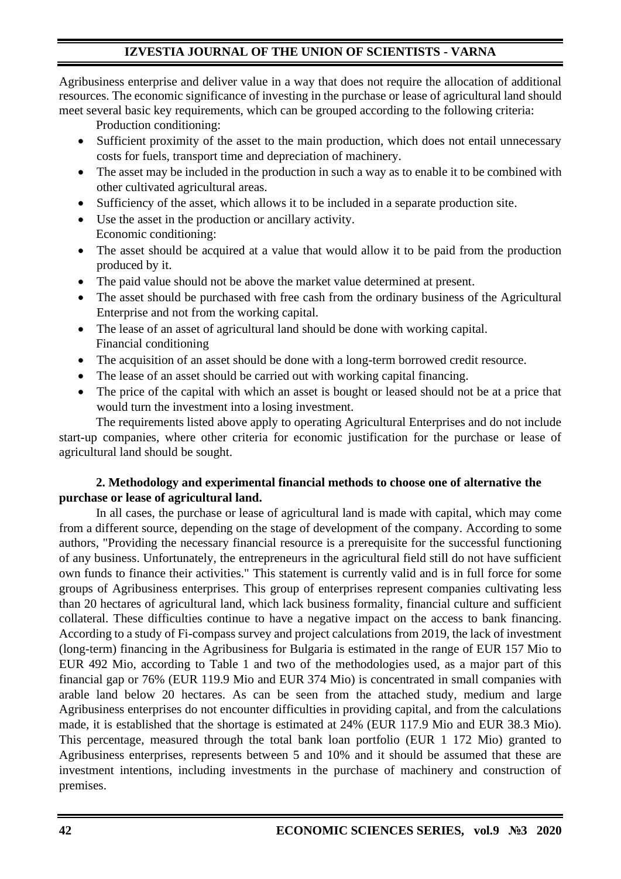Agribusiness enterprise and deliver value in a way that does not require the allocation of additional resources. The economic significance of investing in the purchase or lease of agricultural land should meet several basic key requirements, which can be grouped according to the following criteria:

Production conditioning:

- Sufficient proximity of the asset to the main production, which does not entail unnecessary costs for fuels, transport time and depreciation of machinery.
- The asset may be included in the production in such a way as to enable it to be combined with other cultivated agricultural areas.
- Sufficiency of the asset, which allows it to be included in a separate production site.
- Use the asset in the production or ancillary activity.

Economic conditioning:

- The asset should be acquired at a value that would allow it to be paid from the production produced by it.
- The paid value should not be above the market value determined at present.
- The asset should be purchased with free cash from the ordinary business of the Agricultural Enterprise and not from the working capital.
- The lease of an asset of agricultural land should be done with working capital.

Financial conditioning

- The acquisition of an asset should be done with a long-term borrowed credit resource.
- The lease of an asset should be carried out with working capital financing.
- The price of the capital with which an asset is bought or leased should not be at a price that would turn the investment into a losing investment.

The requirements listed above apply to operating Agricultural Enterprises and do not include start-up companies, where other criteria for economic justification for the purchase or lease of agricultural land should be sought.

## 2. Methodology and experimental financial methods to choose one of alternative the purchase or lease of agricultural land.

In all cases, the purchase or lease of agricultural land is made with capital, which may come from a different source, depending on the stage of development of the company. According to some authors, "Providing the necessary financial resource is a prerequisite for the successful functioning of any business. Unfortunately, the entrepreneurs in the agricultural field still do not have sufficient own funds to finance their activities." This statement is currently valid and is in full force for some groups of Agribusiness enterprises. This group of enterprises represent companies cultivating less than 20 hectares of agricultural land, which lack business formality, financial culture and sufficient collateral. These difficulties continue to have a negative impact on the access to bank financing. According to a study of Fi-compass survey and project calculations from 2019, the lack of investment (long-term) financing in the Agribusiness for Bulgaria is estimated in the range of EUR 157 Mio to EUR 492 Mio, according to Table 1 and two of the methodologies used, as a major part of this financial gap or 76% (EUR 119.9 Mio and EUR 374 Mio) is concentrated in small companies with arable land below 20 hectares. As can be seen from the attached study, medium and large Agribusiness enterprises do not encounter difficulties in providing capital, and from the calculations made, it is established that the shortage is estimated at 24% (EUR 117.9 Mio and EUR 38.3 Mio). This percentage, measured through the total bank loan portfolio (EUR 1 172 Mio) granted to Agribusiness enterprises, represents between 5 and 10% and it should be assumed that these are investment intentions, including investments in the purchase of machinery and construction of premises.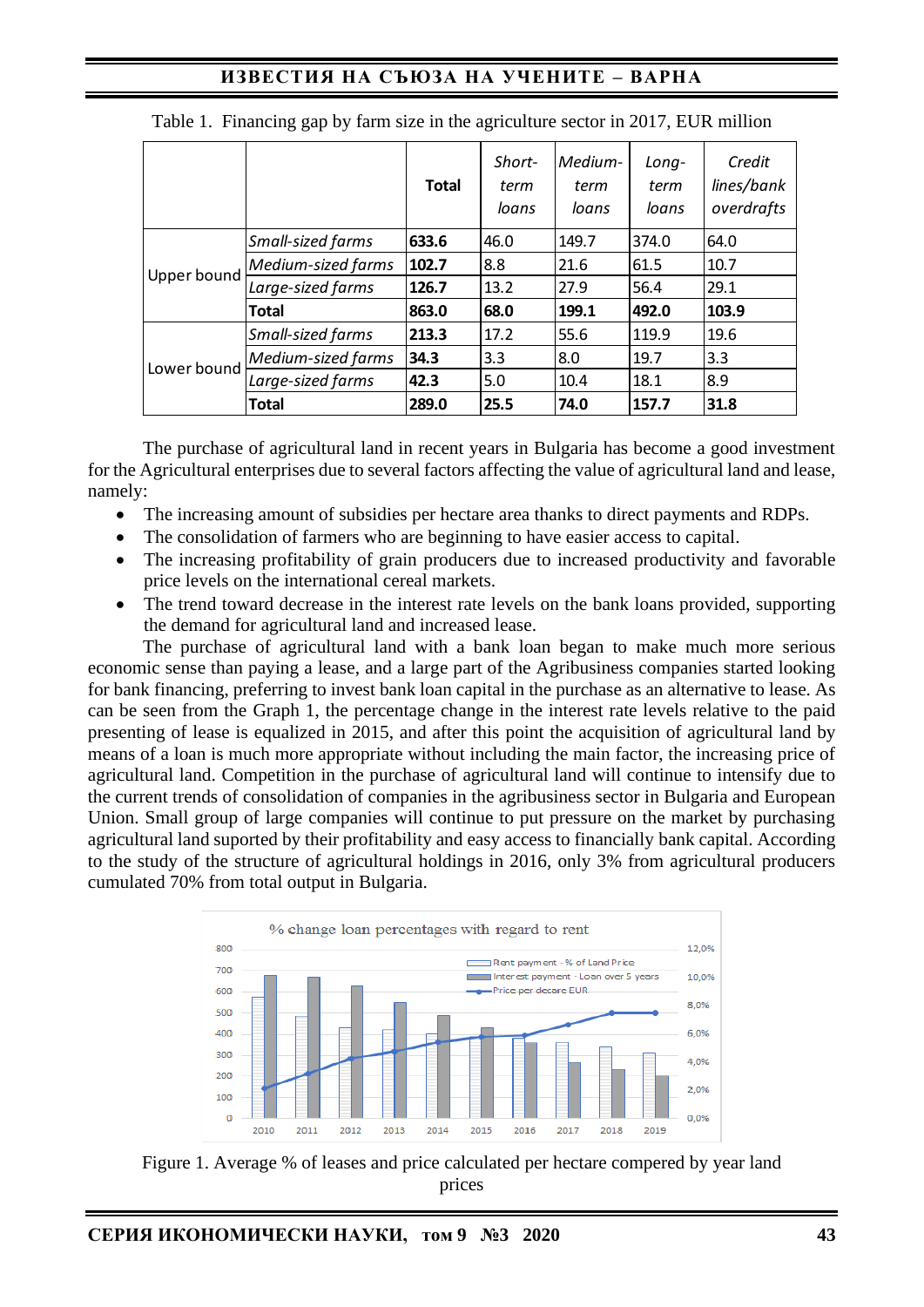Table 1. Financing gap by farm size in the agriculture sector in 2017, EUR million

| | | **Total** | *Short-term loans* | *Medium-term loans* | *Long-term loans* | *Credit lines/bank overdrafts* |
|---|---|---|---|---|---|---|
| Upper bound | *Small-sized farms* | **633.6** | 46.0 | 149.7 | 374.0 | 64.0 |
| | *Medium-sized farms* | **102.7** | 8.8 | 21.6 | 61.5 | 10.7 |
| | *Large-sized farms* | **126.7** | 13.2 | 27.9 | 56.4 | 29.1 |
| | **Total** | **863.0** | **68.0** | **199.1** | **492.0** | **103.9** |
| Lower bound | *Small-sized farms* | **213.3** | 17.2 | 55.6 | 119.9 | 19.6 |
| | *Medium-sized farms* | **34.3** | 3.3 | 8.0 | 19.7 | 3.3 |
| | *Large-sized farms* | **42.3** | 5.0 | 10.4 | 18.1 | 8.9 |
| | **Total** | **289.0** | **25.5** | **74.0** | **157.7** | **31.8** |

The purchase of agricultural land in recent years in Bulgaria has become a good investment for the Agricultural enterprises due to several factors affecting the value of agricultural land and lease, namely:

- The increasing amount of subsidies per hectare area thanks to direct payments and RDPs.
- The consolidation of farmers who are beginning to have easier access to capital.
- The increasing profitability of grain producers due to increased productivity and favorable price levels on the international cereal markets.
- The trend toward decrease in the interest rate levels on the bank loans provided, supporting the demand for agricultural land and increased lease.

The purchase of agricultural land with a bank loan began to make much more serious economic sense than paying a lease, and a large part of the Agribusiness companies started looking for bank financing, preferring to invest bank loan capital in the purchase as an alternative to lease. As can be seen from the Graph 1, the percentage change in the interest rate levels relative to the paid presenting of lease is equalized in 2015, and after this point the acquisition of agricultural land by means of a loan is much more appropriate without including the main factor, the increasing price of agricultural land. Competition in the purchase of agricultural land will continue to intensify due to the current trends of consolidation of companies in the agribusiness sector in Bulgaria and European Union. Small group of large companies will continue to put pressure on the market by purchasing agricultural land suported by their profitability and easy access to financially bank capital. According to the study of the structure of agricultural holdings in 2016, only 3% from agricultural producers cumulated 70% from total output in Bulgaria.

Figure 1. Average % of leases and price calculated per hectare compered by year land prices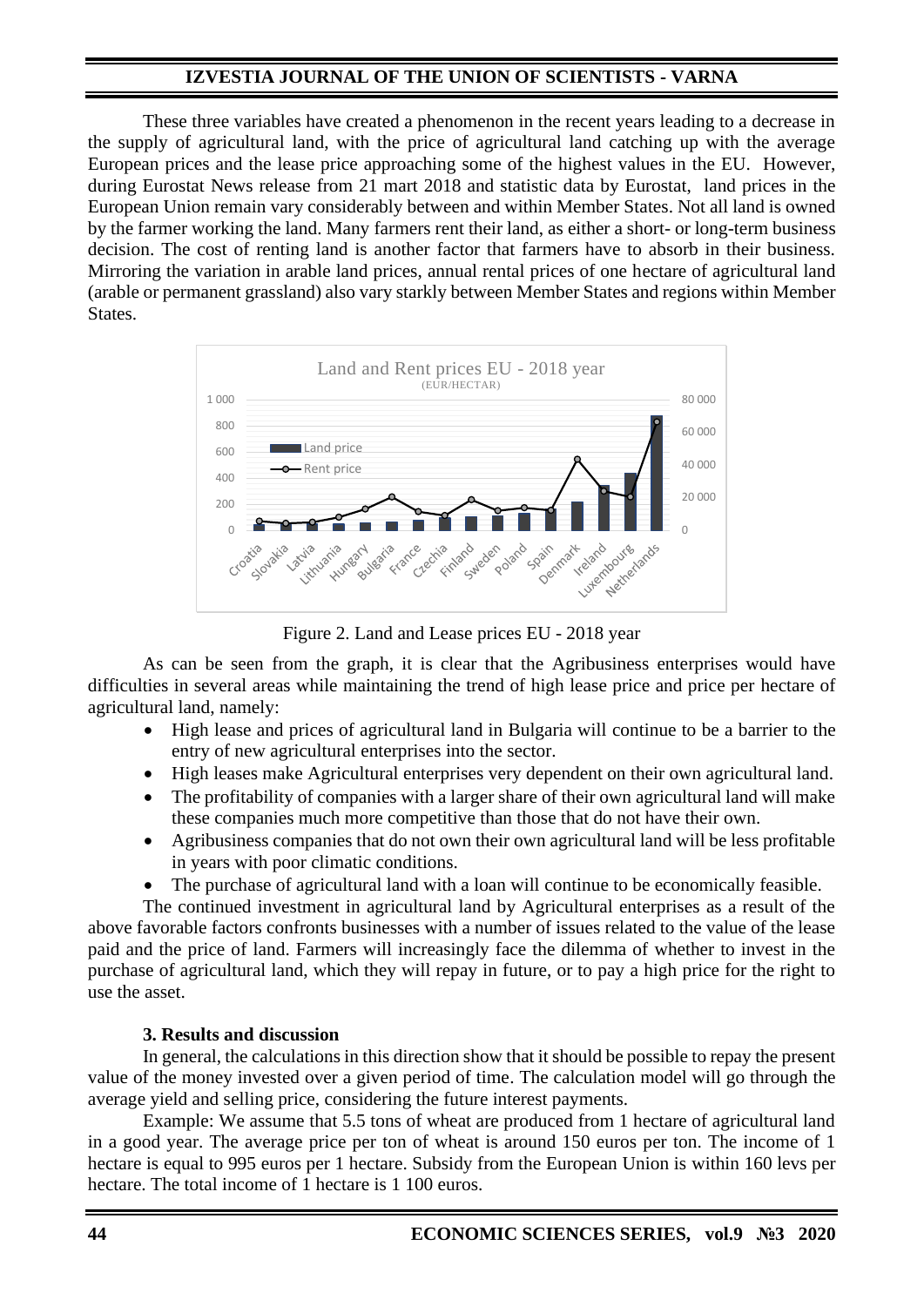These three variables have created a phenomenon in the recent years leading to a decrease in the supply of agricultural land, with the price of agricultural land catching up with the average European prices and the lease price approaching some of the highest values in the EU. However, during Eurostat News release from 21 mart 2018 and statistic data by Eurostat, land prices in the European Union remain vary considerably between and within Member States. Not all land is owned by the farmer working the land. Many farmers rent their land, as either a short- or long-term business decision. The cost of renting land is another factor that farmers have to absorb in their business. Mirroring the variation in arable land prices, annual rental prices of one hectare of agricultural land (arable or permanent grassland) also vary starkly between Member States and regions within Member States.

Figure 2. Land and Lease prices EU - 2018 year

As can be seen from the graph, it is clear that the Agribusiness enterprises would have difficulties in several areas while maintaining the trend of high lease price and price per hectare of agricultural land, namely:

- High lease and prices of agricultural land in Bulgaria will continue to be a barrier to the entry of new agricultural enterprises into the sector.
- High leases make Agricultural enterprises very dependent on their own agricultural land.
- The profitability of companies with a larger share of their own agricultural land will make these companies much more competitive than those that do not have their own.
- Agribusiness companies that do not own their own agricultural land will be less profitable in years with poor climatic conditions.
- The purchase of agricultural land with a loan will continue to be economically feasible.

The continued investment in agricultural land by Agricultural enterprises as a result of the above favorable factors confronts businesses with a number of issues related to the value of the lease paid and the price of land. Farmers will increasingly face the dilemma of whether to invest in the purchase of agricultural land, which they will repay in future, or to pay a high price for the right to use the asset.

## 3. Results and discussion

In general, the calculations in this direction show that it should be possible to repay the present value of the money invested over a given period of time. The calculation model will go through the average yield and selling price, considering the future interest payments.

Example: We assume that 5.5 tons of wheat are produced from 1 hectare of agricultural land in a good year. The average price per ton of wheat is around 150 euros per ton. The income of 1 hectare is equal to 995 euros per 1 hectare. Subsidy from the European Union is within 160 levs per hectare. The total income of 1 hectare is 1 100 euros.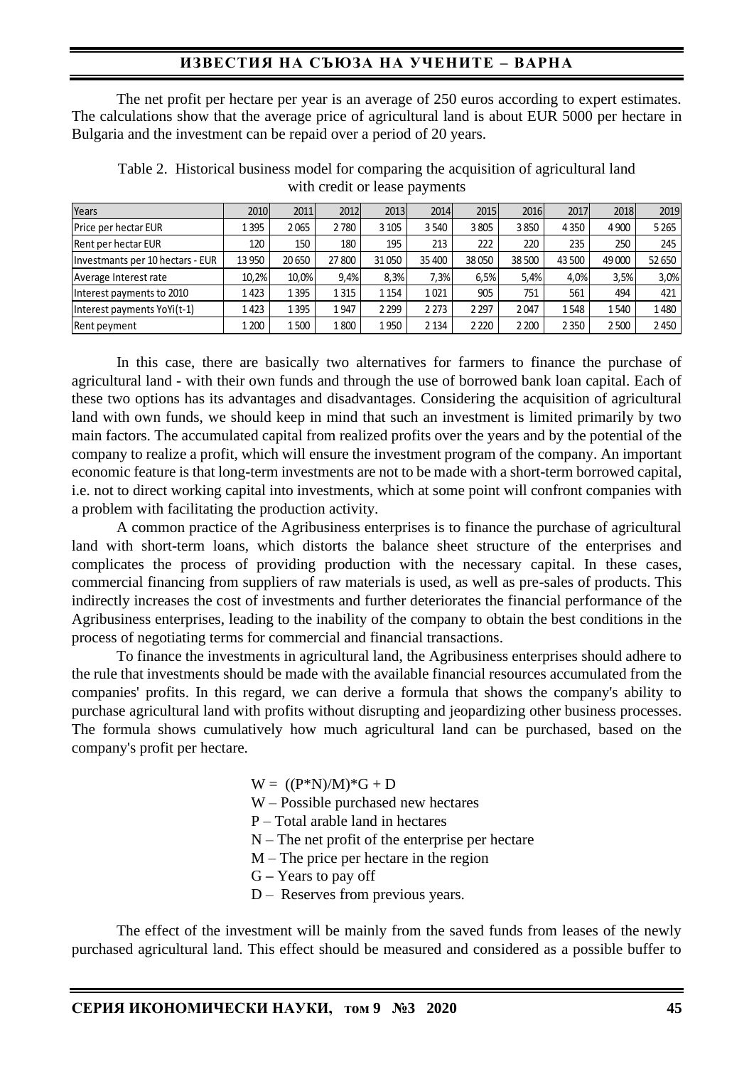The net profit per hectare per year is an average of 250 euros according to expert estimates. The calculations show that the average price of agricultural land is about EUR 5000 per hectare in Bulgaria and the investment can be repaid over a period of 20 years.

Table 2. Historical business model for comparing the acquisition of agricultural land with credit or lease payments

| Years | 2010 | 2011 | 2012 | 2013 | 2014 | 2015 | 2016 | 2017 | 2018 | 2019 |
|---|---|---|---|---|---|---|---|---|---|---|
| Price per hectar EUR | 1 395 | 2 065 | 2 780 | 3 105 | 3 540 | 3 805 | 3 850 | 4 350 | 4 900 | 5 265 |
| Rent per hectar EUR | 120 | 150 | 180 | 195 | 213 | 222 | 220 | 235 | 250 | 245 |
| Investmants per 10 hectares - EUR | 13 950 | 20 650 | 27 800 | 31 050 | 35 400 | 38 050 | 38 500 | 43 500 | 49 000 | 52 650 |
| Average Interest rate | 10,2% | 10,0% | 9,4% | 8,3% | 7,3% | 6,5% | 5,4% | 4,0% | 3,5% | 3,0% |
| Interest payments to 2010 | 1 423 | 1 395 | 1 315 | 1 154 | 1 021 | 905 | 751 | 561 | 494 | 421 |
| Interest payments YoYi(t-1) | 1 423 | 1 395 | 1 947 | 2 299 | 2 273 | 2 297 | 2 047 | 1 548 | 1 540 | 1 480 |
| Rent peyment | 1 200 | 1 500 | 1 800 | 1 950 | 2 134 | 2 220 | 2 200 | 2 350 | 2 500 | 2 450 |

In this case, there are basically two alternatives for farmers to finance the purchase of agricultural land - with their own funds and through the use of borrowed bank loan capital. Each of these two options has its advantages and disadvantages. Considering the acquisition of agricultural land with own funds, we should keep in mind that such an investment is limited primarily by two main factors. The accumulated capital from realized profits over the years and by the potential of the company to realize a profit, which will ensure the investment program of the company. An important economic feature is that long-term investments are not to be made with a short-term borrowed capital, i.e. not to direct working capital into investments, which at some point will confront companies with a problem with facilitating the production activity.

A common practice of the Agribusiness enterprises is to finance the purchase of agricultural land with short-term loans, which distorts the balance sheet structure of the enterprises and complicates the process of providing production with the necessary capital. In these cases, commercial financing from suppliers of raw materials is used, as well as pre-sales of products. This indirectly increases the cost of investments and further deteriorates the financial performance of the Agribusiness enterprises, leading to the inability of the company to obtain the best conditions in the process of negotiating terms for commercial and financial transactions.

To finance the investments in agricultural land, the Agribusiness enterprises should adhere to the rule that investments should be made with the available financial resources accumulated from the companies' profits. In this regard, we can derive a formula that shows the company's ability to purchase agricultural land with profits without disrupting and jeopardizing other business processes. The formula shows cumulatively how much agricultural land can be purchased, based on the company's profit per hectare.

$$W = ((P*N)/M)*G + D$$

W – Possible purchased new hectares
P – Total arable land in hectares
N – The net profit of the enterprise per hectare
M – The price per hectare in the region
G – Years to pay off
D – Reserves from previous years.

The effect of the investment will be mainly from the saved funds from leases of the newly purchased agricultural land. This effect should be measured and considered as a possible buffer to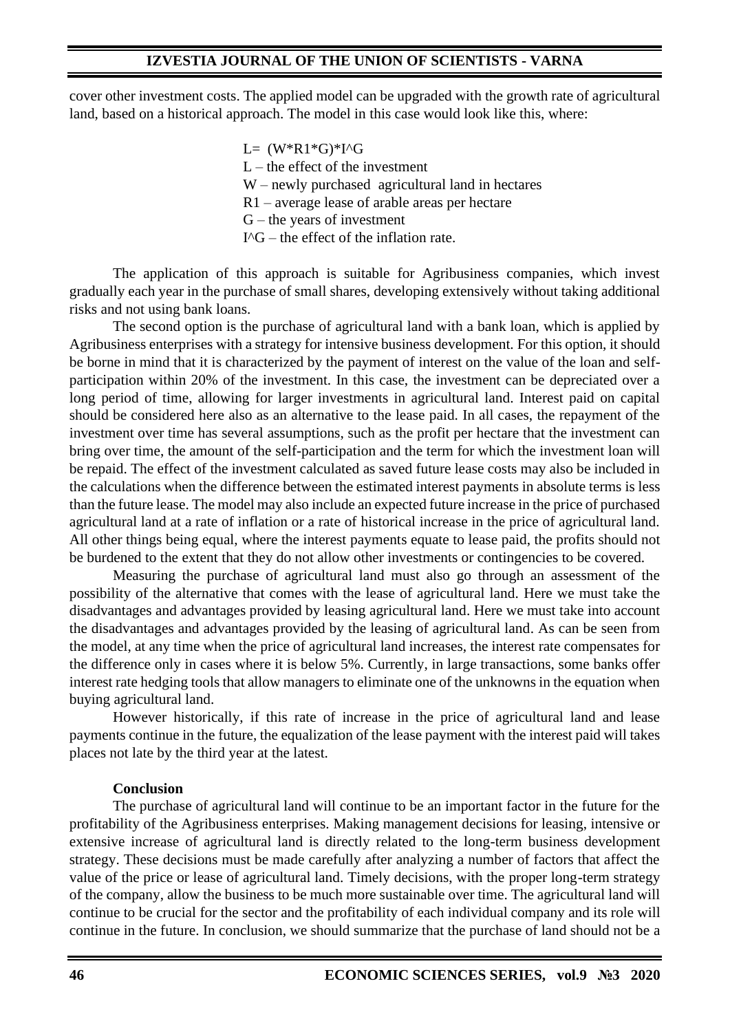cover other investment costs. The applied model can be upgraded with the growth rate of agricultural land, based on a historical approach. The model in this case would look like this, where:

$$L = (W*R1*G)*I^G$$

L – the effect of the investment

W – newly purchased agricultural land in hectares

R1 – average lease of arable areas per hectare

G – the years of investment

$I^G$ – the effect of the inflation rate.

The application of this approach is suitable for Agribusiness companies, which invest gradually each year in the purchase of small shares, developing extensively without taking additional risks and not using bank loans.

The second option is the purchase of agricultural land with a bank loan, which is applied by Agribusiness enterprises with a strategy for intensive business development. For this option, it should be borne in mind that it is characterized by the payment of interest on the value of the loan and self-participation within 20% of the investment. In this case, the investment can be depreciated over a long period of time, allowing for larger investments in agricultural land. Interest paid on capital should be considered here also as an alternative to the lease paid. In all cases, the repayment of the investment over time has several assumptions, such as the profit per hectare that the investment can bring over time, the amount of the self-participation and the term for which the investment loan will be repaid. The effect of the investment calculated as saved future lease costs may also be included in the calculations when the difference between the estimated interest payments in absolute terms is less than the future lease. The model may also include an expected future increase in the price of purchased agricultural land at a rate of inflation or a rate of historical increase in the price of agricultural land. All other things being equal, where the interest payments equate to lease paid, the profits should not be burdened to the extent that they do not allow other investments or contingencies to be covered.

Measuring the purchase of agricultural land must also go through an assessment of the possibility of the alternative that comes with the lease of agricultural land. Here we must take the disadvantages and advantages provided by leasing agricultural land. Here we must take into account the disadvantages and advantages provided by the leasing of agricultural land. As can be seen from the model, at any time when the price of agricultural land increases, the interest rate compensates for the difference only in cases where it is below 5%. Currently, in large transactions, some banks offer interest rate hedging tools that allow managers to eliminate one of the unknowns in the equation when buying agricultural land.

However historically, if this rate of increase in the price of agricultural land and lease payments continue in the future, the equalization of the lease payment with the interest paid will takes places not late by the third year at the latest.

**Conclusion**

The purchase of agricultural land will continue to be an important factor in the future for the profitability of the Agribusiness enterprises. Making management decisions for leasing, intensive or extensive increase of agricultural land is directly related to the long-term business development strategy. These decisions must be made carefully after analyzing a number of factors that affect the value of the price or lease of agricultural land. Timely decisions, with the proper long-term strategy of the company, allow the business to be much more sustainable over time. The agricultural land will continue to be crucial for the sector and the profitability of each individual company and its role will continue in the future. In conclusion, we should summarize that the purchase of land should not be a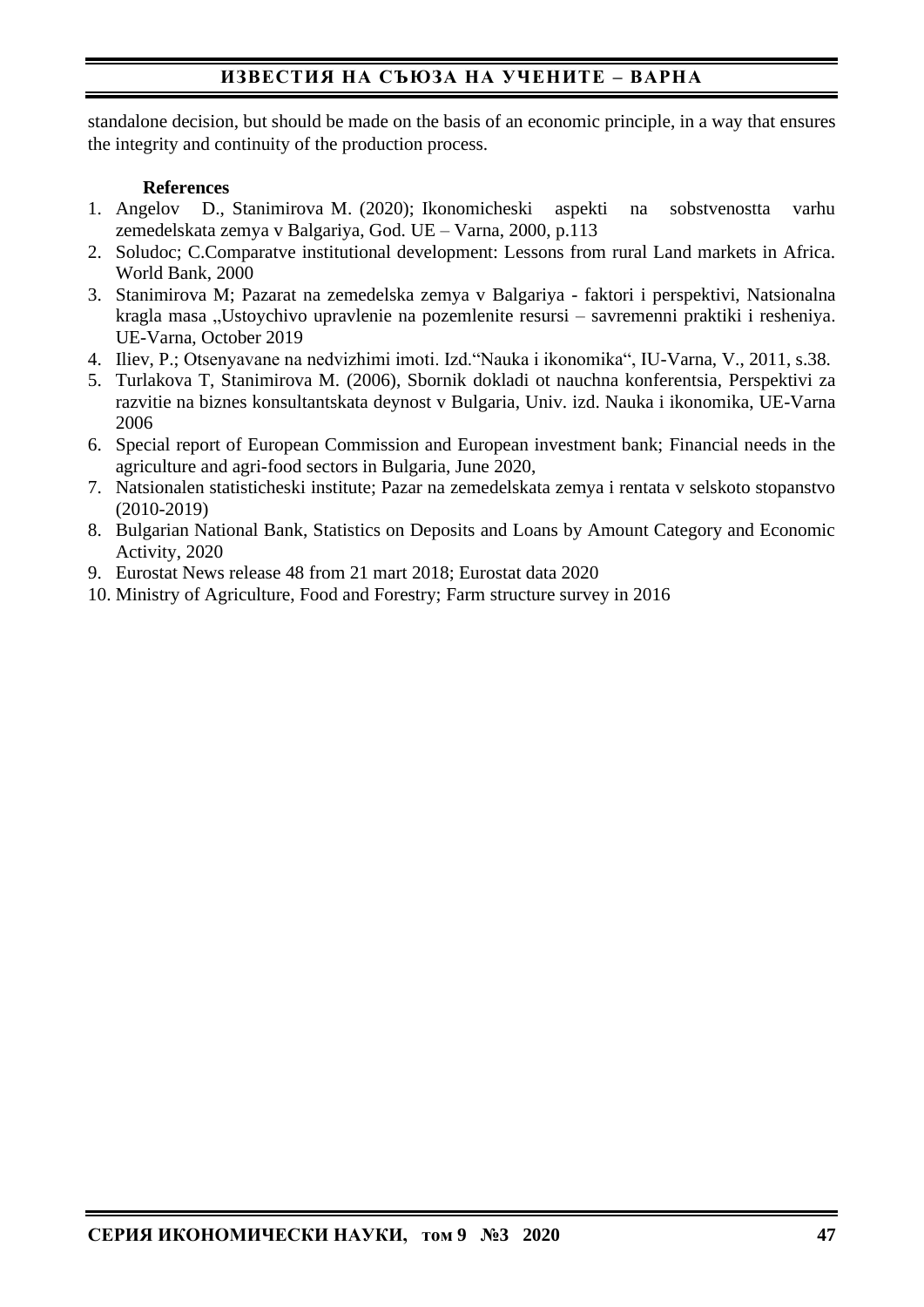standalone decision, but should be made on the basis of an economic principle, in a way that ensures the integrity and continuity of the production process.

**References**

1. Angelov D., Stanimirova M. (2020); Ikonomicheski aspekti na sobstvenostta varhu zemedelskata zemya v Balgariya, God. UE – Varna, 2000, p.113
2. Soludoc; C.Comparatve institutional development: Lessons from rural Land markets in Africa. World Bank, 2000
3. Stanimirova M; Pazarat na zemedelska zemya v Balgariya - faktori i perspektivi, Natsionalna kragla masa „Ustoychivo upravlenie na pozemlenite resursi – savremenni praktiki i resheniya. UE-Varna, October 2019
4. Iliev, P.; Otsenyavane na nedvizhimi imoti. Izd."Nauka i ikonomika", IU-Varna, V., 2011, s.38.
5. Turlakova T, Stanimirova M. (2006), Sbornik dokladi ot nauchna konferentsia, Perspektivi za razvitie na biznes konsultantskata deynost v Bulgaria, Univ. izd. Nauka i ikonomika, UE-Varna 2006
6. Special report of European Commission and European investment bank; Financial needs in the agriculture and agri-food sectors in Bulgaria, June 2020,
7. Natsionalen statisticheski institute; Pazar na zemedelskata zemya i rentata v selskoto stopanstvo (2010-2019)
8. Bulgarian National Bank, Statistics on Deposits and Loans by Amount Category and Economic Activity, 2020
9. Eurostat News release 48 from 21 mart 2018; Eurostat data 2020
10. Ministry of Agriculture, Food and Forestry; Farm structure survey in 2016